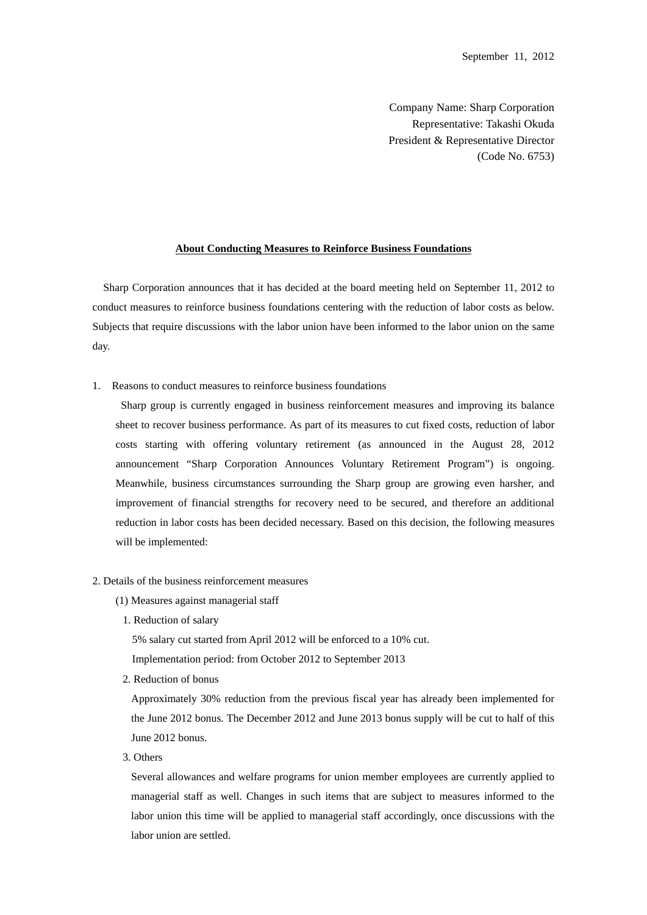September 11, 2012

Company Name: Sharp Corporation
Representative: Takashi Okuda
President & Representative Director
(Code No. 6753)

## About Conducting Measures to Reinforce Business Foundations

Sharp Corporation announces that it has decided at the board meeting held on September 11, 2012 to conduct measures to reinforce business foundations centering with the reduction of labor costs as below. Subjects that require discussions with the labor union have been informed to the labor union on the same day.

1. Reasons to conduct measures to reinforce business foundations

   Sharp group is currently engaged in business reinforcement measures and improving its balance sheet to recover business performance. As part of its measures to cut fixed costs, reduction of labor costs starting with offering voluntary retirement (as announced in the August 28, 2012 announcement "Sharp Corporation Announces Voluntary Retirement Program") is ongoing. Meanwhile, business circumstances surrounding the Sharp group are growing even harsher, and improvement of financial strengths for recovery need to be secured, and therefore an additional reduction in labor costs has been decided necessary. Based on this decision, the following measures will be implemented:

2. Details of the business reinforcement measures

   (1) Measures against managerial staff

   1. Reduction of salary

      5% salary cut started from April 2012 will be enforced to a 10% cut.

      Implementation period: from October 2012 to September 2013

   2. Reduction of bonus

      Approximately 30% reduction from the previous fiscal year has already been implemented for the June 2012 bonus. The December 2012 and June 2013 bonus supply will be cut to half of this June 2012 bonus.

   3. Others

      Several allowances and welfare programs for union member employees are currently applied to managerial staff as well. Changes in such items that are subject to measures informed to the labor union this time will be applied to managerial staff accordingly, once discussions with the labor union are settled.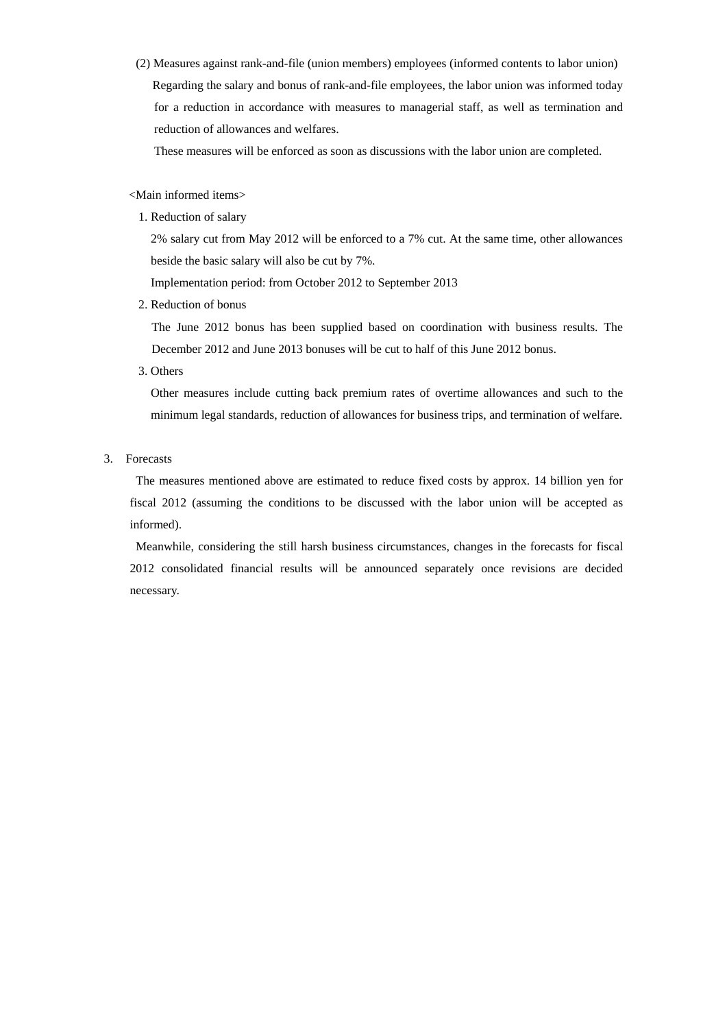(2) Measures against rank-and-file (union members) employees (informed contents to labor union)

Regarding the salary and bonus of rank-and-file employees, the labor union was informed today for a reduction in accordance with measures to managerial staff, as well as termination and reduction of allowances and welfares.

These measures will be enforced as soon as discussions with the labor union are completed.

<Main informed items>

1. Reduction of salary

   2% salary cut from May 2012 will be enforced to a 7% cut. At the same time, other allowances beside the basic salary will also be cut by 7%.

   Implementation period: from October 2012 to September 2013

2. Reduction of bonus

   The June 2012 bonus has been supplied based on coordination with business results. The December 2012 and June 2013 bonuses will be cut to half of this June 2012 bonus.

3. Others

   Other measures include cutting back premium rates of overtime allowances and such to the minimum legal standards, reduction of allowances for business trips, and termination of welfare.

3. Forecasts

The measures mentioned above are estimated to reduce fixed costs by approx. 14 billion yen for fiscal 2012 (assuming the conditions to be discussed with the labor union will be accepted as informed).

Meanwhile, considering the still harsh business circumstances, changes in the forecasts for fiscal 2012 consolidated financial results will be announced separately once revisions are decided necessary.